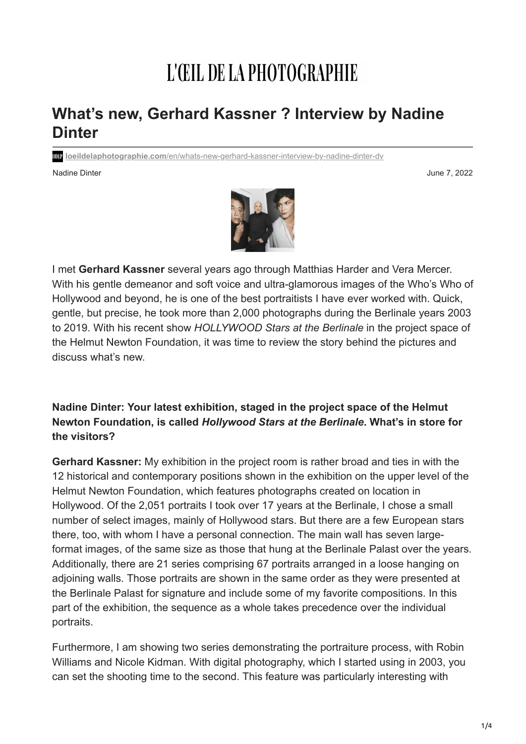# L'ŒIL DE LA PHOTOGRAPHIE

## What's new, Gerhard Kassner ? Interview by Nadine Dinter

loeildelaphotographie.com/en/whats-new-gerhard-kassner-interview-by-nadine-dinter-dv

Nadine Dinter — June 7, 2022

I met **Gerhard Kassner** several years ago through Matthias Harder and Vera Mercer. With his gentle demeanor and soft voice and ultra-glamorous images of the Who's Who of Hollywood and beyond, he is one of the best portraitists I have ever worked with. Quick, gentle, but precise, he took more than 2,000 photographs during the Berlinale years 2003 to 2019. With his recent show *HOLLYWOOD Stars at the Berlinale* in the project space of the Helmut Newton Foundation, it was time to review the story behind the pictures and discuss what's new.

**Nadine Dinter: Your latest exhibition, staged in the project space of the Helmut Newton Foundation, is called *Hollywood Stars at the Berlinale*. What's in store for the visitors?**

**Gerhard Kassner:** My exhibition in the project room is rather broad and ties in with the 12 historical and contemporary positions shown in the exhibition on the upper level of the Helmut Newton Foundation, which features photographs created on location in Hollywood. Of the 2,051 portraits I took over 17 years at the Berlinale, I chose a small number of select images, mainly of Hollywood stars. But there are a few European stars there, too, with whom I have a personal connection. The main wall has seven large-format images, of the same size as those that hung at the Berlinale Palast over the years. Additionally, there are 21 series comprising 67 portraits arranged in a loose hanging on adjoining walls. Those portraits are shown in the same order as they were presented at the Berlinale Palast for signature and include some of my favorite compositions. In this part of the exhibition, the sequence as a whole takes precedence over the individual portraits.

Furthermore, I am showing two series demonstrating the portraiture process, with Robin Williams and Nicole Kidman. With digital photography, which I started using in 2003, you can set the shooting time to the second. This feature was particularly interesting with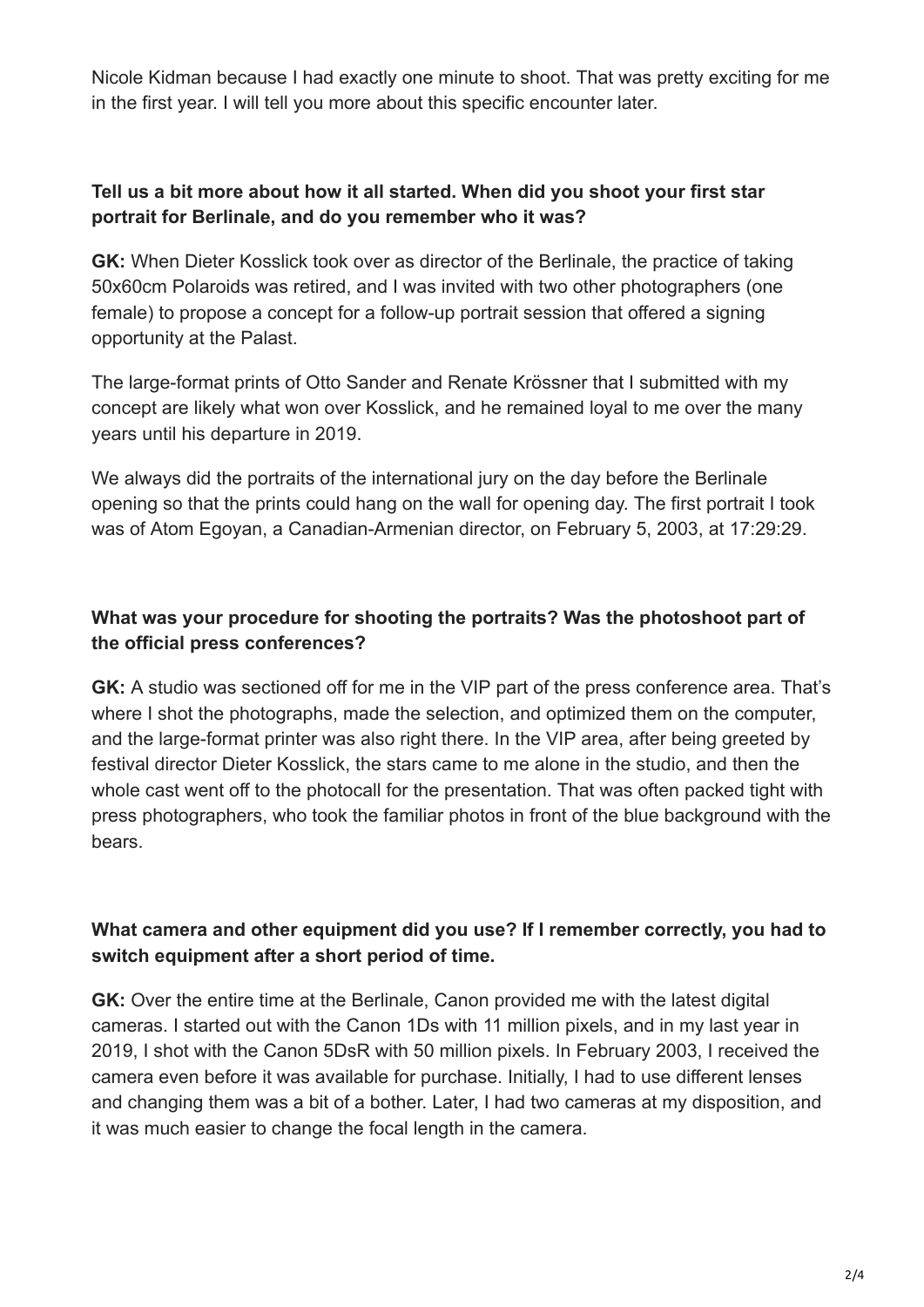Nicole Kidman because I had exactly one minute to shoot. That was pretty exciting for me in the first year. I will tell you more about this specific encounter later.

**Tell us a bit more about how it all started. When did you shoot your first star portrait for Berlinale, and do you remember who it was?**

**GK:** When Dieter Kosslick took over as director of the Berlinale, the practice of taking 50x60cm Polaroids was retired, and I was invited with two other photographers (one female) to propose a concept for a follow-up portrait session that offered a signing opportunity at the Palast.

The large-format prints of Otto Sander and Renate Krössner that I submitted with my concept are likely what won over Kosslick, and he remained loyal to me over the many years until his departure in 2019.

We always did the portraits of the international jury on the day before the Berlinale opening so that the prints could hang on the wall for opening day. The first portrait I took was of Atom Egoyan, a Canadian-Armenian director, on February 5, 2003, at 17:29:29.

**What was your procedure for shooting the portraits? Was the photoshoot part of the official press conferences?**

**GK:** A studio was sectioned off for me in the VIP part of the press conference area. That's where I shot the photographs, made the selection, and optimized them on the computer, and the large-format printer was also right there. In the VIP area, after being greeted by festival director Dieter Kosslick, the stars came to me alone in the studio, and then the whole cast went off to the photocall for the presentation. That was often packed tight with press photographers, who took the familiar photos in front of the blue background with the bears.

**What camera and other equipment did you use? If I remember correctly, you had to switch equipment after a short period of time.**

**GK:** Over the entire time at the Berlinale, Canon provided me with the latest digital cameras. I started out with the Canon 1Ds with 11 million pixels, and in my last year in 2019, I shot with the Canon 5DsR with 50 million pixels. In February 2003, I received the camera even before it was available for purchase. Initially, I had to use different lenses and changing them was a bit of a bother. Later, I had two cameras at my disposition, and it was much easier to change the focal length in the camera.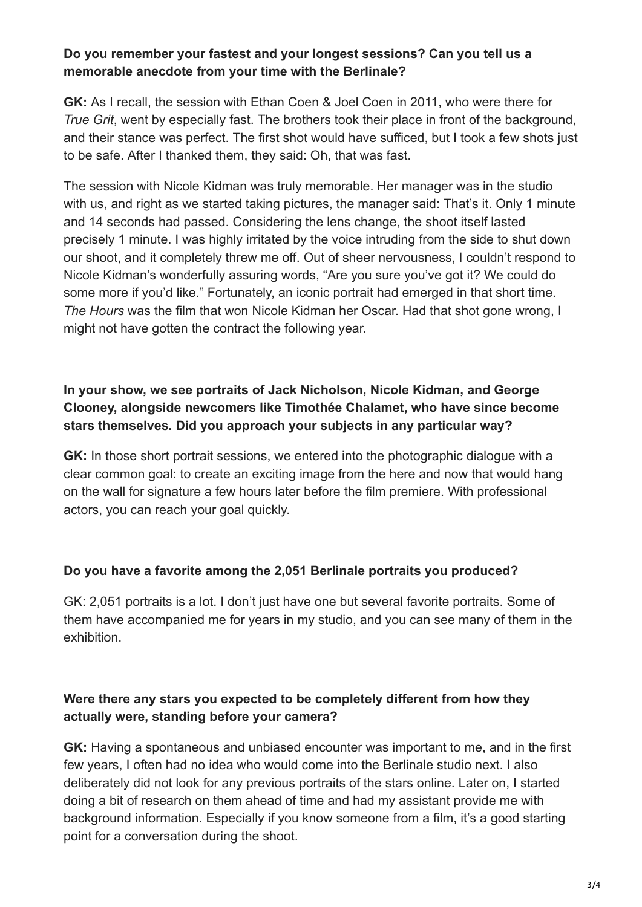**Do you remember your fastest and your longest sessions? Can you tell us a memorable anecdote from your time with the Berlinale?**

**GK:** As I recall, the session with Ethan Coen & Joel Coen in 2011, who were there for *True Grit*, went by especially fast. The brothers took their place in front of the background, and their stance was perfect. The first shot would have sufficed, but I took a few shots just to be safe. After I thanked them, they said: Oh, that was fast.

The session with Nicole Kidman was truly memorable. Her manager was in the studio with us, and right as we started taking pictures, the manager said: That's it. Only 1 minute and 14 seconds had passed. Considering the lens change, the shoot itself lasted precisely 1 minute. I was highly irritated by the voice intruding from the side to shut down our shoot, and it completely threw me off. Out of sheer nervousness, I couldn't respond to Nicole Kidman's wonderfully assuring words, "Are you sure you've got it? We could do some more if you'd like." Fortunately, an iconic portrait had emerged in that short time. *The Hours* was the film that won Nicole Kidman her Oscar. Had that shot gone wrong, I might not have gotten the contract the following year.

**In your show, we see portraits of Jack Nicholson, Nicole Kidman, and George Clooney, alongside newcomers like Timothée Chalamet, who have since become stars themselves. Did you approach your subjects in any particular way?**

**GK:** In those short portrait sessions, we entered into the photographic dialogue with a clear common goal: to create an exciting image from the here and now that would hang on the wall for signature a few hours later before the film premiere. With professional actors, you can reach your goal quickly.

**Do you have a favorite among the 2,051 Berlinale portraits you produced?**

GK: 2,051 portraits is a lot. I don't just have one but several favorite portraits. Some of them have accompanied me for years in my studio, and you can see many of them in the exhibition.

**Were there any stars you expected to be completely different from how they actually were, standing before your camera?**

**GK:** Having a spontaneous and unbiased encounter was important to me, and in the first few years, I often had no idea who would come into the Berlinale studio next. I also deliberately did not look for any previous portraits of the stars online. Later on, I started doing a bit of research on them ahead of time and had my assistant provide me with background information. Especially if you know someone from a film, it's a good starting point for a conversation during the shoot.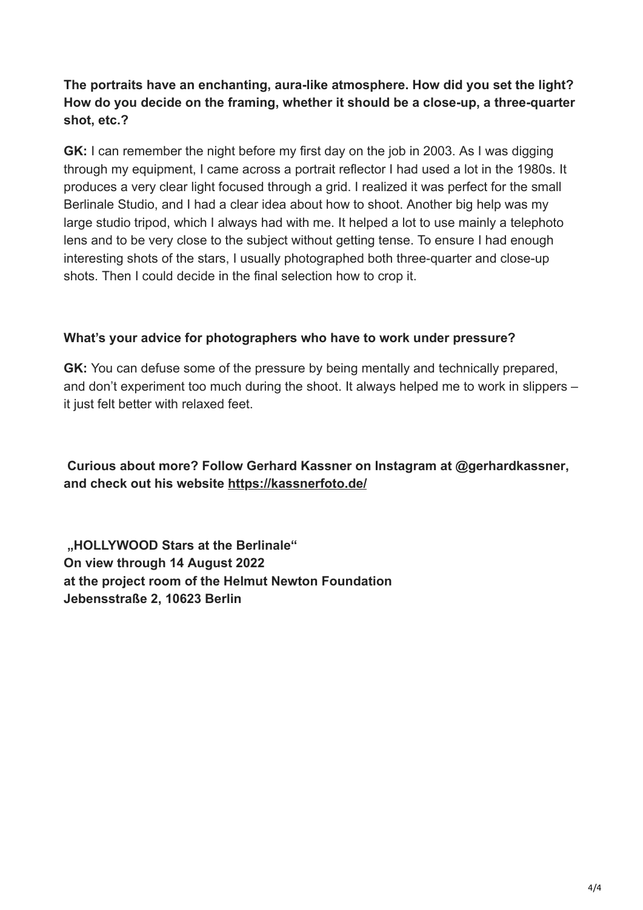**The portraits have an enchanting, aura-like atmosphere. How did you set the light? How do you decide on the framing, whether it should be a close-up, a three-quarter shot, etc.?**

**GK:** I can remember the night before my first day on the job in 2003. As I was digging through my equipment, I came across a portrait reflector I had used a lot in the 1980s. It produces a very clear light focused through a grid. I realized it was perfect for the small Berlinale Studio, and I had a clear idea about how to shoot. Another big help was my large studio tripod, which I always had with me. It helped a lot to use mainly a telephoto lens and to be very close to the subject without getting tense. To ensure I had enough interesting shots of the stars, I usually photographed both three-quarter and close-up shots. Then I could decide in the final selection how to crop it.

**What's your advice for photographers who have to work under pressure?**

**GK:** You can defuse some of the pressure by being mentally and technically prepared, and don't experiment too much during the shoot. It always helped me to work in slippers – it just felt better with relaxed feet.

**Curious about more? Follow Gerhard Kassner on Instagram at @gerhardkassner, and check out his website [https://kassnerfoto.de/](https://kassnerfoto.de/)**

**„HOLLYWOOD Stars at the Berlinale"**
**On view through 14 August 2022**
**at the project room of the Helmut Newton Foundation**
**Jebensstraße 2, 10623 Berlin**